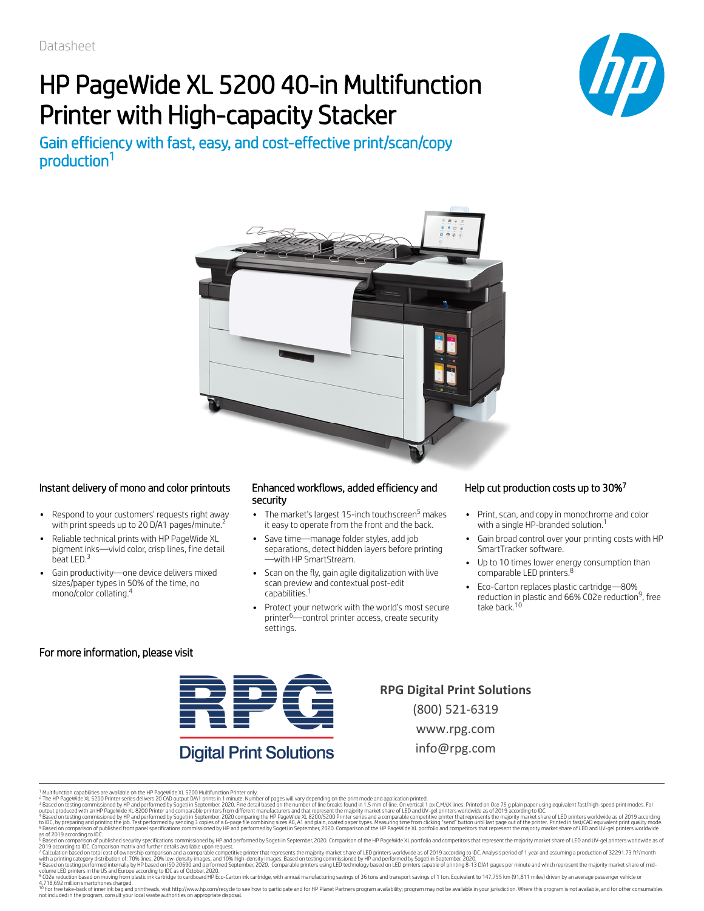Datasheet

# HP PageWide XL 5200 40-in Multifunction Printer with High-capacity Stacker

## Gain efficiency with fast, easy, and cost-effective print/scan/copy production[1]

### Instant delivery of mono and color printouts

- Respond to your customers' requests right away with print speeds up to 20 D/A1 pages/minute.[2]
- Reliable technical prints with HP PageWide XL pigment inks—vivid color, crisp lines, fine detail beat LED.[3]
- Gain productivity—one device delivers mixed sizes/paper types in 50% of the time, no mono/color collating.[4]

### Enhanced workflows, added efficiency and security

- The market's largest 15-inch touchscreen[5] makes it easy to operate from the front and the back.
- Save time—manage folder styles, add job separations, detect hidden layers before printing—with HP SmartStream.
- Scan on the fly, gain agile digitalization with live scan preview and contextual post-edit capabilities.[1]
- Protect your network with the world's most secure printer[6]—control printer access, create security settings.

### Help cut production costs up to 30%[7]

- Print, scan, and copy in monochrome and color with a single HP-branded solution.[1]
- Gain broad control over your printing costs with HP SmartTracker software.
- Up to 10 times lower energy consumption than comparable LED printers.[8]
- Eco-Carton replaces plastic cartridge—80% reduction in plastic and 66% C02e reduction[9], free take back.[10]

For more information, please visit

RPG Digital Print Solutions

**RPG Digital Print Solutions**
(800) 521-6319
www.rpg.com
info@rpg.com

---

[1] Multifunction capabilities are available on the HP PageWide XL 5200 Multifunction Printer only.
[2] The HP PageWide XL 5200 Printer series delivers 20 CAD output D/A1 prints in 1 minute. Number of pages will vary depending on the print mode and application printed.
[3] Based on testing commissioned by HP and performed by Sogeti in September, 2020. Fine detail based on the number of line breaks found in 1.5 mm of line. On vertical 1 px C,M,Y,K lines. Printed on Oce 75 g plain paper using equivalent fast/high-speed print modes. For output produced with an HP PageWide XL 8200 Printer and comparable printers from different manufacturers and that represent the majority market share of LED and UV-gel printers worldwide as of 2019 according to IDC.
[4] Based on testing commissioned by HP and performed by Sogeti in September, 2020 comparing the HP PageWide XL 8200/5200 Printer series and a comparable competitive printer that represents the majority market share of LED printers worldwide as of 2019 according to IDC, by preparing and printing the job. Test performed by sending 3 copies of a 6-page file combining sizes A0, A1 and plain, coated paper types. Measuring time from clicking "send" button until last page out of the printer. Printed in fast/CAD equivalent print quality mode.
[5] Based on comparison of published front panel specifications commissioned by HP and performed by Sogeti in September, 2020. Comparison of the HP PageWide XL portfolio and competitors that represent the majority market share of LED and UV-gel printers worldwide as of 2019 according to IDC.
[6] Based on comparison of published security specifications commissioned by HP and performed by Sogeti in September, 2020. Comparison of the HP PageWide XL portfolio and competitors that represent the majority market share of LED and UV-gel printers worldwide as of 2019 according to IDC. Comparison matrix and further details available upon request.
[7] Calculation based on total cost of ownership comparison and a comparable competitive printer that represents the majority market share of LED printers worldwide as of 2019 according to IDC. Analysis period of 1 year and assuming a production of 32291.73 ft²/month with a printing category distribution of: 70% lines, 20% low-density images, and 10% high-density images. Based on testing commissioned by HP and performed by Sogeti in September, 2020.
[8] Based on testing performed internally by HP based on ISO 20690 and performed September, 2020. Comparable printers using LED technology based on LED printers capable of printing 8-13 D/A1 pages per minute and which represent the majority market share of mid-volume LED printers in the US and Europe according to IDC as of October, 2020.
[9] C02e reduction based on moving from plastic ink cartridge to cardboard HP Eco-Carton ink cartridge, with annual manufacturing savings of 36 tons and transport savings of 1 ton. Equivalent to 147,755 km (91,811 miles) driven by an average passenger vehicle or 4,718,692 million smartphones charged.
[10] For free take-back of inner ink bag and printheads, visit http://www.hp.com/recycle to see how to participate and for HP Planet Partners program availability; program may not be available in your jurisdiction. Where this program is not available, and for other consumables not included in the program, consult your local waste authorities on appropriate disposal.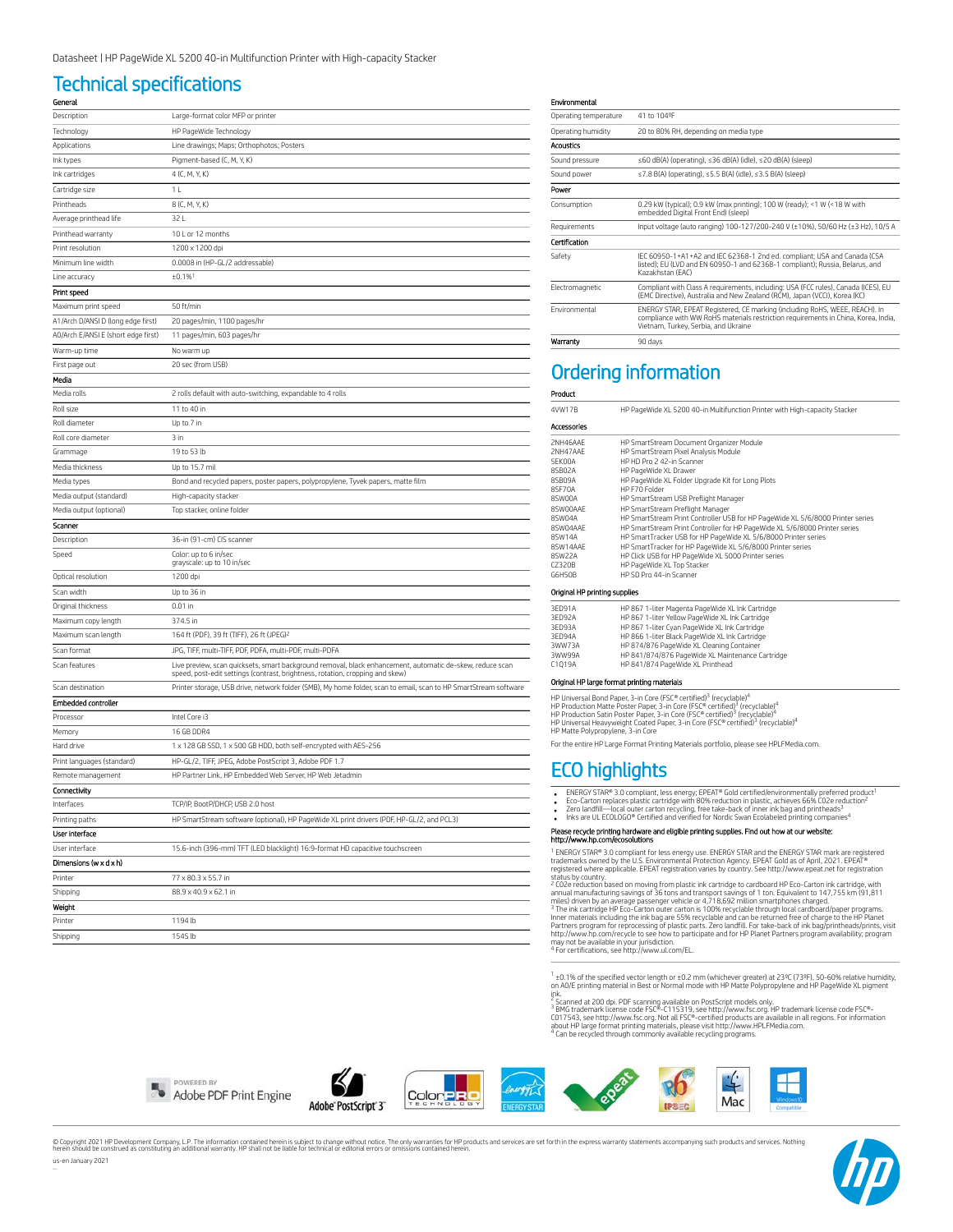Datasheet | HP PageWide XL 5200 40-in Multifunction Printer with High-capacity Stacker

# Technical specifications

| General | |
|---|---|
| Description | Large-format color MFP or printer |
| Technology | HP PageWide Technology |
| Applications | Line drawings; Maps; Orthophotos; Posters |
| Ink types | Pigment-based (C, M, Y, K) |
| Ink cartridges | 4 (C, M, Y, K) |
| Cartridge size | 1 L |
| Printheads | 8 (C, M, Y, K) |
| Average printhead life | 32 L |
| Printhead warranty | 10 L or 12 months |
| Print resolution | 1200 x 1200 dpi |
| Minimum line width | 0.0008 in (HP-GL/2 addressable) |
| Line accuracy | ±0.1%[1] |
| **Print speed** | |
| Maximum print speed | 50 ft/min |
| A1/Arch D/ANSI D (long edge first) | 20 pages/min, 1100 pages/hr |
| A0/Arch E/ANSI E (short edge first) | 11 pages/min, 603 pages/hr |
| Warm-up time | No warm up |
| First page out | 20 sec (from USB) |
| **Media** | |
| Media rolls | 2 rolls default with auto-switching, expandable to 4 rolls |
| Roll size | 11 to 40 in |
| Roll diameter | Up to 7 in |
| Roll core diameter | 3 in |
| Grammage | 19 to 53 lb |
| Media thickness | Up to 15.7 mil |
| Media types | Bond and recycled papers, poster papers, polypropylene, Tyvek papers, matte film |
| Media output (standard) | High-capacity stacker |
| Media output (optional) | Top stacker, online folder |
| **Scanner** | |
| Description | 36-in (91-cm) CIS scanner |
| Speed | Color: up to 6 in/sec<br>grayscale: up to 10 in/sec |
| Optical resolution | 1200 dpi |
| Scan width | Up to 36 in |
| Original thickness | 0.01 in |
| Maximum copy length | 374.5 in |
| Maximum scan length | 164 ft (PDF), 39 ft (TIFF), 26 ft (JPEG)[2] |
| Scan format | JPG, TIFF, multi-TIFF, PDF, PDFA, multi-PDF, multi-PDFA |
| Scan features | Live preview, scan quicksets, smart background removal, black enhancement, automatic de-skew, reduce scan speed, post-edit settings (contrast, brightness, rotation, cropping and skew) |
| Scan destination | Printer storage, USB drive, network folder (SMB), My home folder, scan to email, scan to HP SmartStream software |
| **Embedded controller** | |
| Processor | Intel Core i3 |
| Memory | 16 GB DDR4 |
| Hard drive | 1 x 128 GB SSD, 1 x 500 GB HDD, both self-encrypted with AES-256 |
| Print languages (standard) | HP-GL/2, TIFF, JPEG, Adobe PostScript 3, Adobe PDF 1.7 |
| Remote management | HP Partner Link, HP Embedded Web Server, HP Web Jetadmin |
| **Connectivity** | |
| Interfaces | TCP/IP, BootP/DHCP, USB 2.0 host |
| Printing paths | HP SmartStream software (optional), HP PageWide XL print drivers (PDF, HP-GL/2, and PCL3) |
| **User interface** | |
| User interface | 15.6-inch (396-mm) TFT (LED blacklight) 16:9-format HD capacitive touchscreen |
| **Dimensions (w x d x h)** | |
| Printer | 77 x 80.3 x 55.7 in |
| Shipping | 88.9 x 40.9 x 62.1 in |
| **Weight** | |
| Printer | 1194 lb |
| Shipping | 1545 lb |

| Environmental | |
|---|---|
| Operating temperature | 41 to 104ºF |
| Operating humidity | 20 to 80% RH, depending on media type |
| **Acoustics** | |
| Sound pressure | ≤60 dB(A) (operating), ≤36 dB(A) (idle), ≤20 dB(A) (sleep) |
| Sound power | ≤7.8 B(A) (operating), ≤5.5 B(A) (idle), ≤3.5 B(A) (sleep) |
| **Power** | |
| Consumption | 0.29 kW (typical); 0.9 kW (max printing); 100 W (ready); <1 W (<18 W with embedded Digital Front End) (sleep) |
| Requirements | Input voltage (auto ranging) 100-127/200-240 V (±10%), 50/60 Hz (±3 Hz), 10/5 A |
| **Certification** | |
| Safety | IEC 60950-1+A1+A2 and IEC 62368-1 2nd ed. compliant; USA and Canada (CSA listed); EU (LVD and EN 60950-1 and 62368-1 compliant); Russia, Belarus, and Kazakhstan (EAC) |
| Electromagnetic | Compliant with Class A requirements, including: USA (FCC rules), Canada (ICES), EU (EMC Directive), Australia and New Zealand (RCM), Japan (VCCI), Korea (KC) |
| Environmental | ENERGY STAR, EPEAT Registered, CE marking (including RoHS, WEEE, REACH). In compliance with WW RoHS materials restriction requirements in China, Korea, India, Vietnam, Turkey, Serbia, and Ukraine |
| **Warranty** | 90 days |

# Ordering information

| Product | |
|---|---|
| 4VW17B | HP PageWide XL 5200 40-in Multifunction Printer with High-capacity Stacker |

| Accessories | |
|---|---|
| 2NH46AAE | HP SmartStream Document Organizer Module |
| 2NH47AAE | HP SmartStream Pixel Analysis Module |
| 5EK00A | HP HD Pro 2 42-in Scanner |
| 8SB02A | HP PageWide XL Drawer |
| 8SB09A | HP PageWide XL Folder Upgrade Kit for Long Plots |
| 8SF70A | HP F70 Folder |
| 8SW00A | HP SmartStream USB Preflight Manager |
| 8SW00AAE | HP SmartStream Preflight Manager |
| 8SW04A | HP SmartStream Print Controller USB for HP PageWide XL 5/6/8000 Printer series |
| 8SW04AAE | HP SmartStream Print Controller for HP PageWide XL 5/6/8000 Printer series |
| 8SW14A | HP SmartTracker USB for HP PageWide XL 5/6/8000 Printer series |
| 8SW14AAE | HP SmartTracker for HP PageWide XL 5/6/8000 Printer series |
| 8SW22A | HP Click USB for HP PageWide XL 5000 Printer series |
| CZ320B | HP PageWide XL Top Stacker |
| G6H50B | HP SD Pro 44-in Scanner |

| Original HP printing supplies | |
|---|---|
| 3ED91A | HP 867 1-liter Magenta PageWide XL Ink Cartridge |
| 3ED92A | HP 867 1-liter Yellow PageWide XL Ink Cartridge |
| 3ED93A | HP 867 1-liter Cyan PageWide XL Ink Cartridge |
| 3ED94A | HP 866 1-liter Black PageWide XL Ink Cartridge |
| 3WW73A | HP 874/876 PageWide XL Cleaning Container |
| 3WW99A | HP 841/874/876 PageWide XL Maintenance Cartridge |
| C1Q19A | HP 841/874 PageWide XL Printhead |

**Original HP large format printing materials**

HP Universal Bond Paper, 3-in Core (FSC® certified)[3] (recyclable)[4]
HP Production Matte Poster Paper, 3-in Core (FSC® certified)[3] (recyclable)[4]
HP Production Satin Poster Paper, 3-in Core (FSC® certified)[3] (recyclable)[4]
HP Universal Heavyweight Coated Paper, 3-in Core (FSC® certified)[3] (recyclable)[4]
HP Matte Polypropylene, 3-in Core

For the entire HP Large Format Printing Materials portfolio, please see HPLFMedia.com.

# ECO highlights

- ENERGY STAR® 3.0 compliant, less energy; EPEAT® Gold certified/environmentally preferred product[1]
- Eco-Carton replaces plastic cartridge with 80% reduction in plastic, achieves 66% CO2e reduction[2]
- Zero landfill—local outer carton recycling, free take-back of inner ink bag and printheads[3]
- Inks are UL ECOLOGO® Certified and verified for Nordic Swan Ecolabeled printing companies[4]

**Please recycle printing hardware and eligible printing supplies. Find out how at our website: http://www.hp.com/ecosolutions**

[1] ENERGY STAR® 3.0 compliant for less energy use. ENERGY STAR and the ENERGY STAR mark are registered trademarks owned by the U.S. Environmental Protection Agency. EPEAT Gold as of April, 2021. EPEAT® registered where applicable. EPEAT registration varies by country. See http://www.epeat.net for registration status by country.
[2] CO2e reduction based on moving from plastic ink cartridge to cardboard HP Eco-Carton ink cartridge, with annual manufacturing savings of 36 tons and transport savings of 1 ton. Equivalent to 147,755 km (91,811 miles) driven by an average passenger vehicle or 4,718,692 million smartphones charged.
[3] The ink cartridge HP Eco-Carton outer carton is 100% recyclable through local cardboard/paper programs. Inner materials including the ink bag are 55% recyclable and can be returned free of charge to the HP Planet Partners program for reprocessing of plastic parts. Zero landfill. For take-back of ink bag/printheads/prints, visit http://www.hp.com/recycle to see how to participate and for HP Planet Partners program availability; program may not be available in your jurisdiction.
[4] For certifications, see http://www.ul.com/EL.

[1] ±0.1% of the specified vector length or ±0.2 mm (whichever greater) at 23ºC (73ºF), 50-60% relative humidity, on A0/E printing material in Best or Normal mode with HP Matte Polypropylene and HP PageWide XL pigment ink.
[2] Scanned at 200 dpi. PDF scanning available on PostScript models only.
[3] BMG trademark license code FSC®-C115319, see http://www.fsc.org. HP trademark license code FSC®-C017543, see http://www.fsc.org. Not all FSC®-certified products are available in all regions. For information about HP large format printing materials, please visit http://www.HPLFMedia.com.
[4] Can be recycled through commonly available recycling programs.

© Copyright 2021 HP Development Company, L.P. The information contained herein is subject to change without notice. The only warranties for HP products and services are set forth in the express warranty statements accompanying such products and services. Nothing herein should be construed as constituting an additional warranty. HP shall not be liable for technical or editorial errors or omissions contained herein.

us-en January 2021